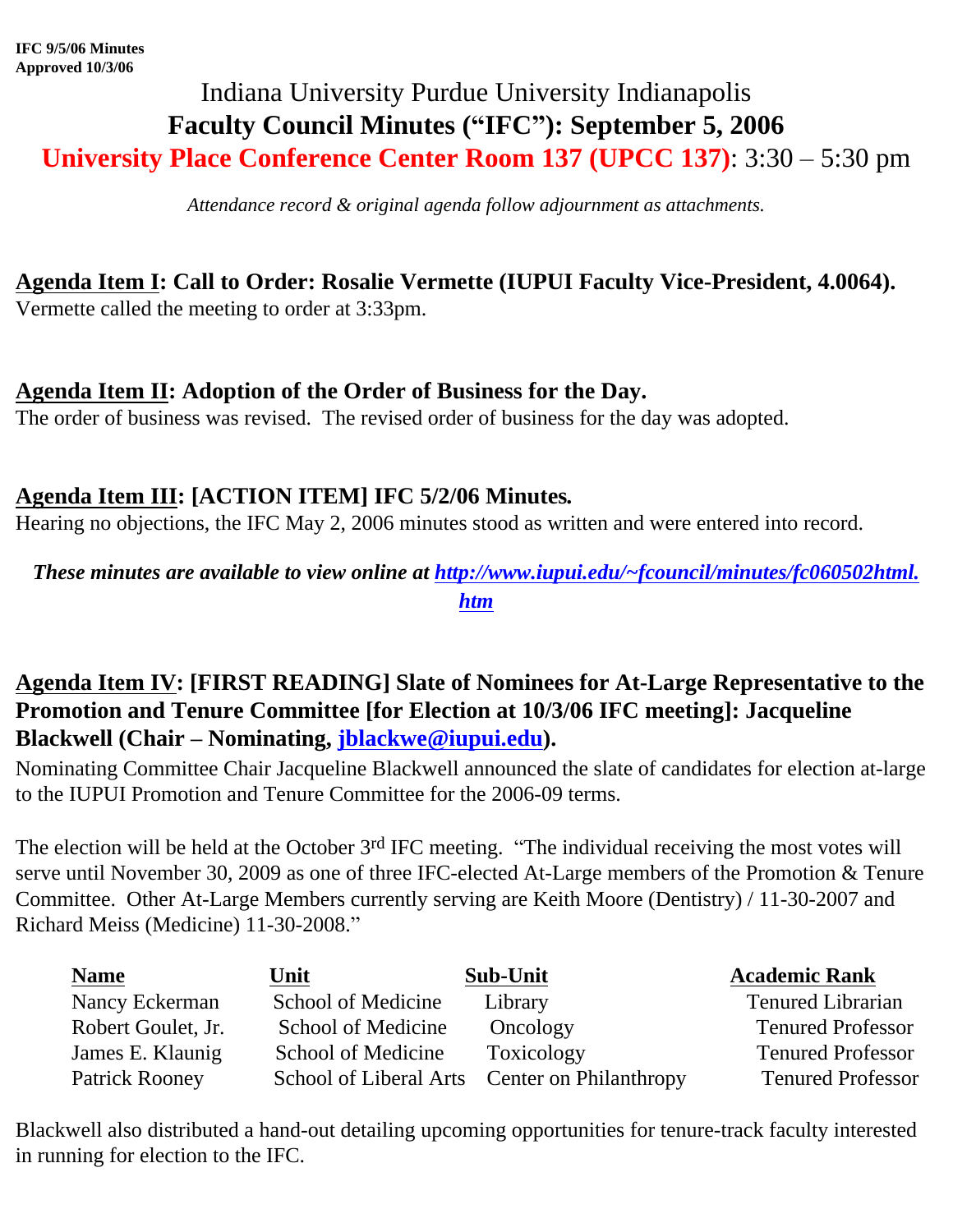**IFC 9/5/06 Minutes**
**Approved 10/3/06**

# Indiana University Purdue University Indianapolis
# **Faculty Council Minutes (“IFC”): September 5, 2006**
## **University Place Conference Center Room 137 (UPCC 137)**: 3:30 – 5:30 pm

*Attendance record & original agenda follow adjournment as attachments.*

### **Agenda Item I: Call to Order: Rosalie Vermette (IUPUI Faculty Vice-President, 4.0064).**
Vermette called the meeting to order at 3:33pm.

### **Agenda Item II: Adoption of the Order of Business for the Day.**
The order of business was revised. The revised order of business for the day was adopted.

### **Agenda Item III: [ACTION ITEM] IFC 5/2/06 Minutes.**
Hearing no objections, the IFC May 2, 2006 minutes stood as written and were entered into record.

***These minutes are available to view online at http://www.iupui.edu/~fcouncil/minutes/fc060502html.htm***

### **Agenda Item IV: [FIRST READING] Slate of Nominees for At-Large Representative to the Promotion and Tenure Committee [for Election at 10/3/06 IFC meeting]: Jacqueline Blackwell (Chair – Nominating, jblackwe@iupui.edu).**
Nominating Committee Chair Jacqueline Blackwell announced the slate of candidates for election at-large to the IUPUI Promotion and Tenure Committee for the 2006-09 terms.

The election will be held at the October 3rd IFC meeting. “The individual receiving the most votes will serve until November 30, 2009 as one of three IFC-elected At-Large members of the Promotion & Tenure Committee. Other At-Large Members currently serving are Keith Moore (Dentistry) / 11-30-2007 and Richard Meiss (Medicine) 11-30-2008.”

| Name | Unit | Sub-Unit | Academic Rank |
|---|---|---|---|
| Nancy Eckerman | School of Medicine | Library | Tenured Librarian |
| Robert Goulet, Jr. | School of Medicine | Oncology | Tenured Professor |
| James E. Klaunig | School of Medicine | Toxicology | Tenured Professor |
| Patrick Rooney | School of Liberal Arts | Center on Philanthropy | Tenured Professor |

Blackwell also distributed a hand-out detailing upcoming opportunities for tenure-track faculty interested in running for election to the IFC.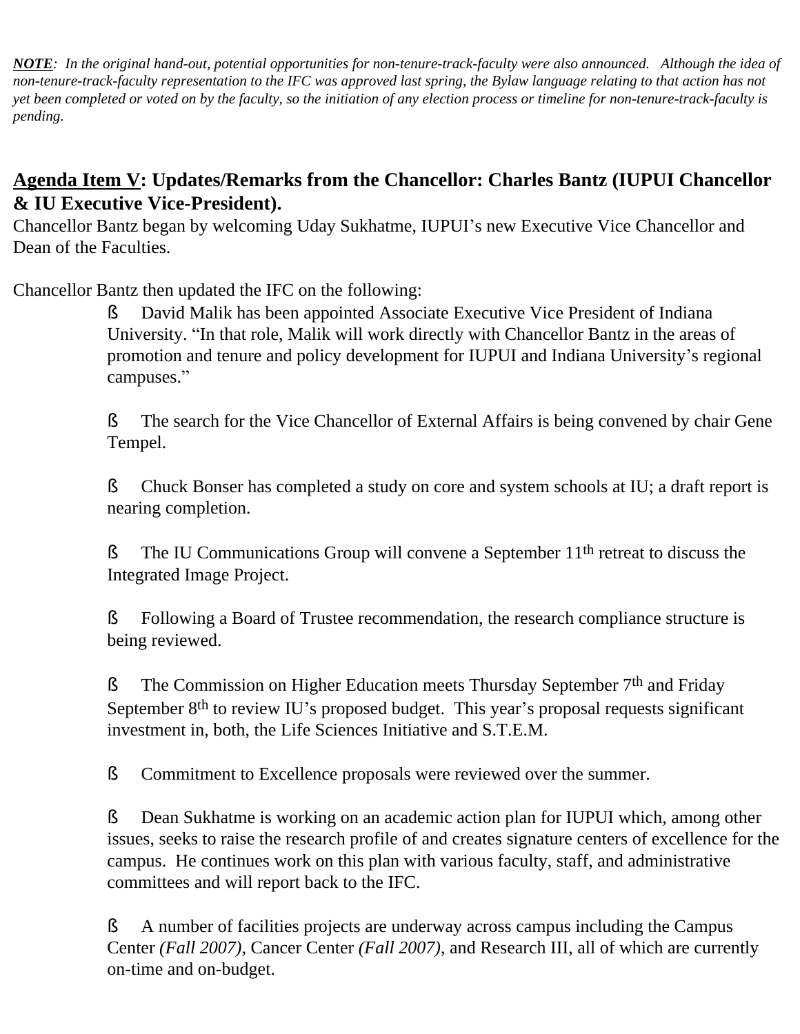***NOTE***: *In the original hand-out, potential opportunities for non-tenure-track-faculty were also announced. Although the idea of non-tenure-track-faculty representation to the IFC was approved last spring, the Bylaw language relating to that action has not yet been completed or voted on by the faculty, so the initiation of any election process or timeline for non-tenure-track-faculty is pending.*

## <u>Agenda Item V</u>: Updates/Remarks from the Chancellor: Charles Bantz (IUPUI Chancellor & IU Executive Vice-President).

Chancellor Bantz began by welcoming Uday Sukhatme, IUPUI's new Executive Vice Chancellor and Dean of the Faculties.

Chancellor Bantz then updated the IFC on the following:

- David Malik has been appointed Associate Executive Vice President of Indiana University. "In that role, Malik will work directly with Chancellor Bantz in the areas of promotion and tenure and policy development for IUPUI and Indiana University's regional campuses."

- The search for the Vice Chancellor of External Affairs is being convened by chair Gene Tempel.

- Chuck Bonser has completed a study on core and system schools at IU; a draft report is nearing completion.

- The IU Communications Group will convene a September 11th retreat to discuss the Integrated Image Project.

- Following a Board of Trustee recommendation, the research compliance structure is being reviewed.

- The Commission on Higher Education meets Thursday September 7th and Friday September 8th to review IU's proposed budget. This year's proposal requests significant investment in, both, the Life Sciences Initiative and S.T.E.M.

- Commitment to Excellence proposals were reviewed over the summer.

- Dean Sukhatme is working on an academic action plan for IUPUI which, among other issues, seeks to raise the research profile of and creates signature centers of excellence for the campus. He continues work on this plan with various faculty, staff, and administrative committees and will report back to the IFC.

- A number of facilities projects are underway across campus including the Campus Center *(Fall 2007)*, Cancer Center *(Fall 2007)*, and Research III, all of which are currently on-time and on-budget.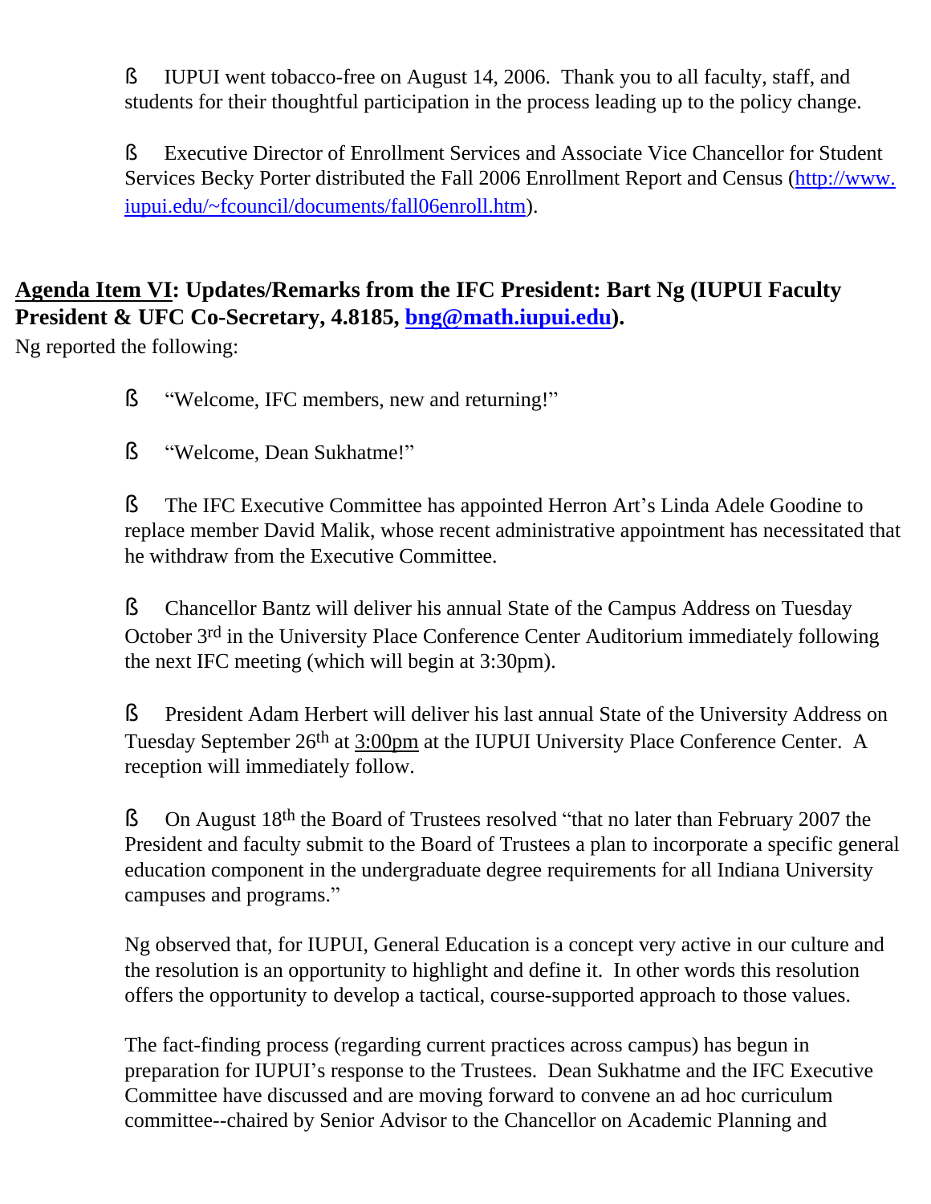- IUPUI went tobacco-free on August 14, 2006. Thank you to all faculty, staff, and students for their thoughtful participation in the process leading up to the policy change.

- Executive Director of Enrollment Services and Associate Vice Chancellor for Student Services Becky Porter distributed the Fall 2006 Enrollment Report and Census (http://www.iupui.edu/~fcouncil/documents/fall06enroll.htm).

**Agenda Item VI: Updates/Remarks from the IFC President: Bart Ng (IUPUI Faculty President & UFC Co-Secretary, 4.8185, bng@math.iupui.edu).**

Ng reported the following:

- "Welcome, IFC members, new and returning!"

- "Welcome, Dean Sukhatme!"

- The IFC Executive Committee has appointed Herron Art's Linda Adele Goodine to replace member David Malik, whose recent administrative appointment has necessitated that he withdraw from the Executive Committee.

- Chancellor Bantz will deliver his annual State of the Campus Address on Tuesday October 3rd in the University Place Conference Center Auditorium immediately following the next IFC meeting (which will begin at 3:30pm).

- President Adam Herbert will deliver his last annual State of the University Address on Tuesday September 26th at 3:00pm at the IUPUI University Place Conference Center. A reception will immediately follow.

- On August 18th the Board of Trustees resolved "that no later than February 2007 the President and faculty submit to the Board of Trustees a plan to incorporate a specific general education component in the undergraduate degree requirements for all Indiana University campuses and programs."

  Ng observed that, for IUPUI, General Education is a concept very active in our culture and the resolution is an opportunity to highlight and define it. In other words this resolution offers the opportunity to develop a tactical, course-supported approach to those values.

  The fact-finding process (regarding current practices across campus) has begun in preparation for IUPUI's response to the Trustees. Dean Sukhatme and the IFC Executive Committee have discussed and are moving forward to convene an ad hoc curriculum committee--chaired by Senior Advisor to the Chancellor on Academic Planning and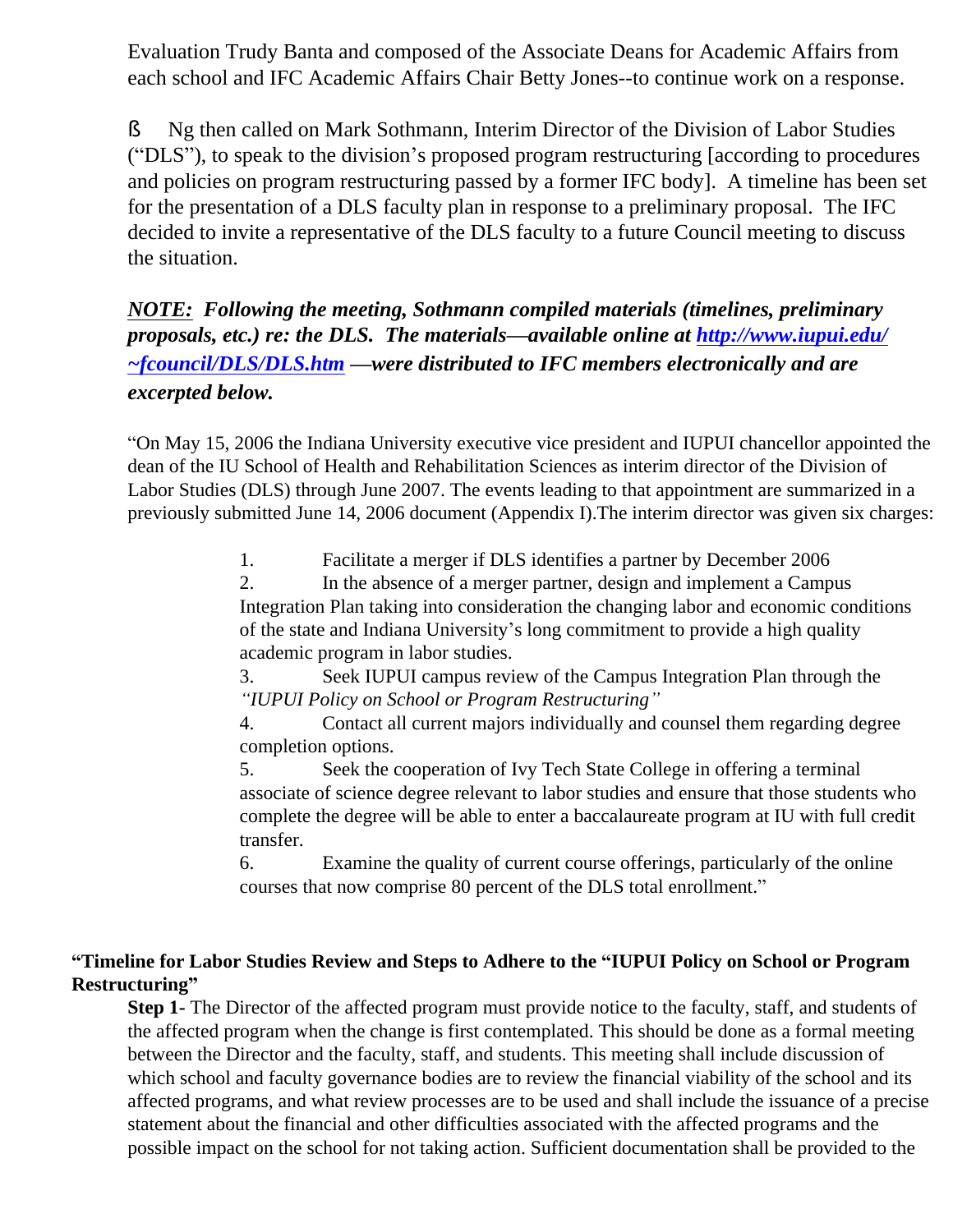Evaluation Trudy Banta and composed of the Associate Deans for Academic Affairs from each school and IFC Academic Affairs Chair Betty Jones--to continue work on a response.

§ Ng then called on Mark Sothmann, Interim Director of the Division of Labor Studies ("DLS"), to speak to the division's proposed program restructuring [according to procedures and policies on program restructuring passed by a former IFC body]. A timeline has been set for the presentation of a DLS faculty plan in response to a preliminary proposal. The IFC decided to invite a representative of the DLS faculty to a future Council meeting to discuss the situation.

***NOTE:* Following the meeting, Sothmann compiled materials (timelines, preliminary proposals, etc.) re: the DLS. The materials—available online at [http://www.iupui.edu/~fcouncil/DLS/DLS.htm](http://www.iupui.edu/~fcouncil/DLS/DLS.htm) —were distributed to IFC members electronically and are excerpted below.**

"On May 15, 2006 the Indiana University executive vice president and IUPUI chancellor appointed the dean of the IU School of Health and Rehabilitation Sciences as interim director of the Division of Labor Studies (DLS) through June 2007. The events leading to that appointment are summarized in a previously submitted June 14, 2006 document (Appendix I).The interim director was given six charges:

1. Facilitate a merger if DLS identifies a partner by December 2006
2. In the absence of a merger partner, design and implement a Campus Integration Plan taking into consideration the changing labor and economic conditions of the state and Indiana University's long commitment to provide a high quality academic program in labor studies.
3. Seek IUPUI campus review of the Campus Integration Plan through the *"IUPUI Policy on School or Program Restructuring"*
4. Contact all current majors individually and counsel them regarding degree completion options.
5. Seek the cooperation of Ivy Tech State College in offering a terminal associate of science degree relevant to labor studies and ensure that those students who complete the degree will be able to enter a baccalaureate program at IU with full credit transfer.
6. Examine the quality of current course offerings, particularly of the online courses that now comprise 80 percent of the DLS total enrollment."

**"Timeline for Labor Studies Review and Steps to Adhere to the "IUPUI Policy on School or Program Restructuring"**

**Step 1-** The Director of the affected program must provide notice to the faculty, staff, and students of the affected program when the change is first contemplated. This should be done as a formal meeting between the Director and the faculty, staff, and students. This meeting shall include discussion of which school and faculty governance bodies are to review the financial viability of the school and its affected programs, and what review processes are to be used and shall include the issuance of a precise statement about the financial and other difficulties associated with the affected programs and the possible impact on the school for not taking action. Sufficient documentation shall be provided to the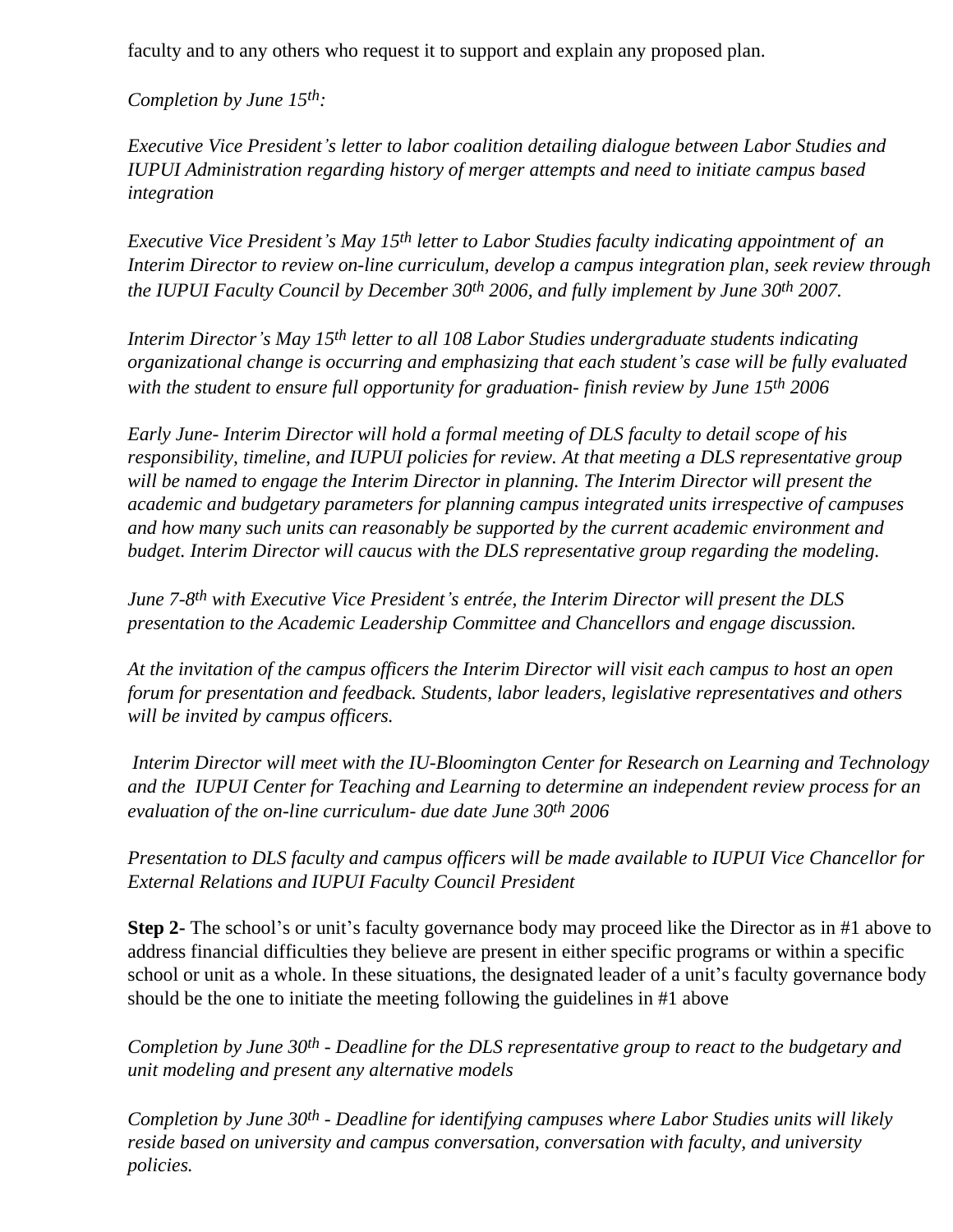faculty and to any others who request it to support and explain any proposed plan.

*Completion by June 15th:*

*Executive Vice President's letter to labor coalition detailing dialogue between Labor Studies and IUPUI Administration regarding history of merger attempts and need to initiate campus based integration*

*Executive Vice President's May 15th letter to Labor Studies faculty indicating appointment of an Interim Director to review on-line curriculum, develop a campus integration plan, seek review through the IUPUI Faculty Council by December 30th 2006, and fully implement by June 30th 2007.*

*Interim Director's May 15th letter to all 108 Labor Studies undergraduate students indicating organizational change is occurring and emphasizing that each student's case will be fully evaluated with the student to ensure full opportunity for graduation- finish review by June 15th 2006*

*Early June- Interim Director will hold a formal meeting of DLS faculty to detail scope of his responsibility, timeline, and IUPUI policies for review. At that meeting a DLS representative group will be named to engage the Interim Director in planning. The Interim Director will present the academic and budgetary parameters for planning campus integrated units irrespective of campuses and how many such units can reasonably be supported by the current academic environment and budget. Interim Director will caucus with the DLS representative group regarding the modeling.*

*June 7-8th with Executive Vice President's entrée, the Interim Director will present the DLS presentation to the Academic Leadership Committee and Chancellors and engage discussion.*

*At the invitation of the campus officers the Interim Director will visit each campus to host an open forum for presentation and feedback. Students, labor leaders, legislative representatives and others will be invited by campus officers.*

*Interim Director will meet with the IU-Bloomington Center for Research on Learning and Technology and the IUPUI Center for Teaching and Learning to determine an independent review process for an evaluation of the on-line curriculum- due date June 30th 2006*

*Presentation to DLS faculty and campus officers will be made available to IUPUI Vice Chancellor for External Relations and IUPUI Faculty Council President*

**Step 2-** The school's or unit's faculty governance body may proceed like the Director as in #1 above to address financial difficulties they believe are present in either specific programs or within a specific school or unit as a whole. In these situations, the designated leader of a unit's faculty governance body should be the one to initiate the meeting following the guidelines in #1 above

*Completion by June 30th - Deadline for the DLS representative group to react to the budgetary and unit modeling and present any alternative models*

*Completion by June 30th - Deadline for identifying campuses where Labor Studies units will likely reside based on university and campus conversation, conversation with faculty, and university policies.*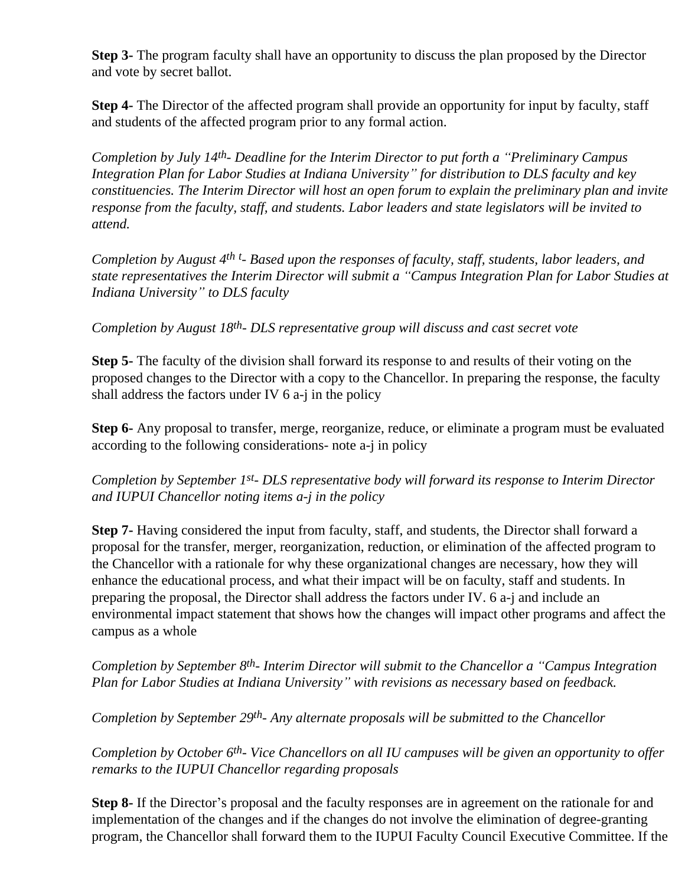**Step 3-** The program faculty shall have an opportunity to discuss the plan proposed by the Director and vote by secret ballot.

**Step 4-** The Director of the affected program shall provide an opportunity for input by faculty, staff and students of the affected program prior to any formal action.

*Completion by July 14th- Deadline for the Interim Director to put forth a "Preliminary Campus Integration Plan for Labor Studies at Indiana University" for distribution to DLS faculty and key constituencies. The Interim Director will host an open forum to explain the preliminary plan and invite response from the faculty, staff, and students. Labor leaders and state legislators will be invited to attend.*

*Completion by August 4th t- Based upon the responses of faculty, staff, students, labor leaders, and state representatives the Interim Director will submit a "Campus Integration Plan for Labor Studies at Indiana University" to DLS faculty*

*Completion by August 18th- DLS representative group will discuss and cast secret vote*

**Step 5-** The faculty of the division shall forward its response to and results of their voting on the proposed changes to the Director with a copy to the Chancellor. In preparing the response, the faculty shall address the factors under IV 6 a-j in the policy

**Step 6-** Any proposal to transfer, merge, reorganize, reduce, or eliminate a program must be evaluated according to the following considerations- note a-j in policy

*Completion by September 1st- DLS representative body will forward its response to Interim Director and IUPUI Chancellor noting items a-j in the policy*

**Step 7-** Having considered the input from faculty, staff, and students, the Director shall forward a proposal for the transfer, merger, reorganization, reduction, or elimination of the affected program to the Chancellor with a rationale for why these organizational changes are necessary, how they will enhance the educational process, and what their impact will be on faculty, staff and students. In preparing the proposal, the Director shall address the factors under IV. 6 a-j and include an environmental impact statement that shows how the changes will impact other programs and affect the campus as a whole

*Completion by September 8th- Interim Director will submit to the Chancellor a "Campus Integration Plan for Labor Studies at Indiana University" with revisions as necessary based on feedback.*

*Completion by September 29th- Any alternate proposals will be submitted to the Chancellor*

*Completion by October 6th- Vice Chancellors on all IU campuses will be given an opportunity to offer remarks to the IUPUI Chancellor regarding proposals*

**Step 8-** If the Director's proposal and the faculty responses are in agreement on the rationale for and implementation of the changes and if the changes do not involve the elimination of degree-granting program, the Chancellor shall forward them to the IUPUI Faculty Council Executive Committee. If the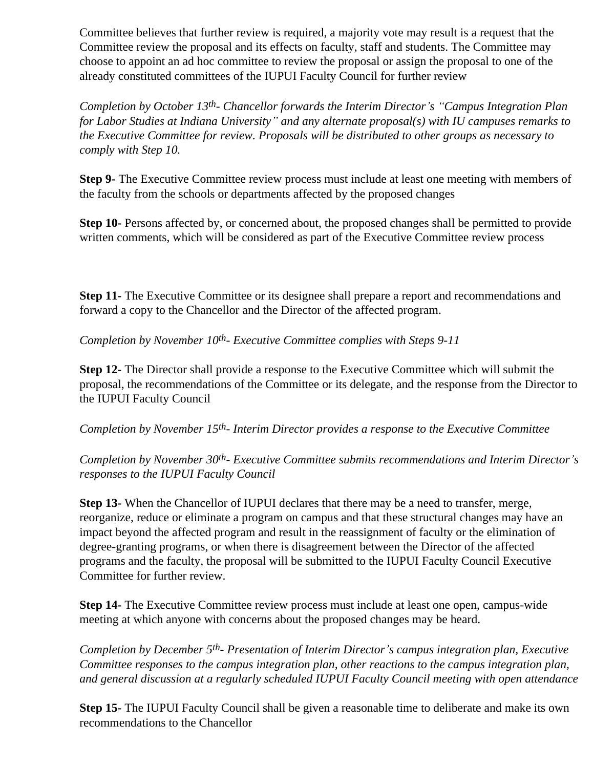Committee believes that further review is required, a majority vote may result is a request that the Committee review the proposal and its effects on faculty, staff and students. The Committee may choose to appoint an ad hoc committee to review the proposal or assign the proposal to one of the already constituted committees of the IUPUI Faculty Council for further review

*Completion by October 13th- Chancellor forwards the Interim Director's "Campus Integration Plan for Labor Studies at Indiana University" and any alternate proposal(s) with IU campuses remarks to the Executive Committee for review. Proposals will be distributed to other groups as necessary to comply with Step 10.*

**Step 9-** The Executive Committee review process must include at least one meeting with members of the faculty from the schools or departments affected by the proposed changes

**Step 10-** Persons affected by, or concerned about, the proposed changes shall be permitted to provide written comments, which will be considered as part of the Executive Committee review process

**Step 11**- The Executive Committee or its designee shall prepare a report and recommendations and forward a copy to the Chancellor and the Director of the affected program.

*Completion by November 10th- Executive Committee complies with Steps 9-11*

**Step 12-** The Director shall provide a response to the Executive Committee which will submit the proposal, the recommendations of the Committee or its delegate, and the response from the Director to the IUPUI Faculty Council

*Completion by November 15th- Interim Director provides a response to the Executive Committee*

*Completion by November 30th- Executive Committee submits recommendations and Interim Director's responses to the IUPUI Faculty Council*

**Step 13-** When the Chancellor of IUPUI declares that there may be a need to transfer, merge, reorganize, reduce or eliminate a program on campus and that these structural changes may have an impact beyond the affected program and result in the reassignment of faculty or the elimination of degree-granting programs, or when there is disagreement between the Director of the affected programs and the faculty, the proposal will be submitted to the IUPUI Faculty Council Executive Committee for further review.

**Step 14-** The Executive Committee review process must include at least one open, campus-wide meeting at which anyone with concerns about the proposed changes may be heard.

*Completion by December 5th- Presentation of Interim Director's campus integration plan, Executive Committee responses to the campus integration plan, other reactions to the campus integration plan, and general discussion at a regularly scheduled IUPUI Faculty Council meeting with open attendance*

**Step 15-** The IUPUI Faculty Council shall be given a reasonable time to deliberate and make its own recommendations to the Chancellor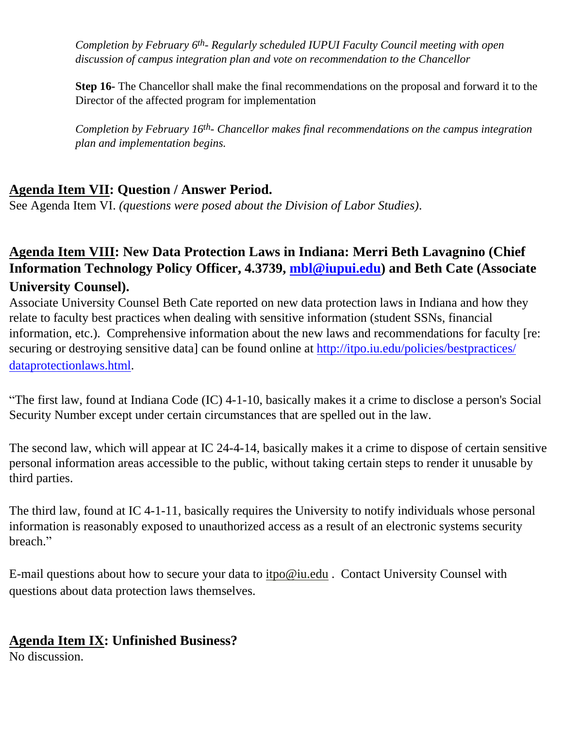*Completion by February 6th- Regularly scheduled IUPUI Faculty Council meeting with open discussion of campus integration plan and vote on recommendation to the Chancellor*

**Step 16-** The Chancellor shall make the final recommendations on the proposal and forward it to the Director of the affected program for implementation

*Completion by February 16th- Chancellor makes final recommendations on the campus integration plan and implementation begins.*

## Agenda Item VII: Question / Answer Period.

See Agenda Item VI. *(questions were posed about the Division of Labor Studies)*.

## Agenda Item VIII: New Data Protection Laws in Indiana: Merri Beth Lavagnino (Chief Information Technology Policy Officer, 4.3739, mbl@iupui.edu) and Beth Cate (Associate University Counsel).

Associate University Counsel Beth Cate reported on new data protection laws in Indiana and how they relate to faculty best practices when dealing with sensitive information (student SSNs, financial information, etc.). Comprehensive information about the new laws and recommendations for faculty [re: securing or destroying sensitive data] can be found online at http://itpo.iu.edu/policies/bestpractices/dataprotectionlaws.html.

"The first law, found at Indiana Code (IC) 4-1-10, basically makes it a crime to disclose a person's Social Security Number except under certain circumstances that are spelled out in the law.

The second law, which will appear at IC 24-4-14, basically makes it a crime to dispose of certain sensitive personal information areas accessible to the public, without taking certain steps to render it unusable by third parties.

The third law, found at IC 4-1-11, basically requires the University to notify individuals whose personal information is reasonably exposed to unauthorized access as a result of an electronic systems security breach."

E-mail questions about how to secure your data to itpo@iu.edu . Contact University Counsel with questions about data protection laws themselves.

## Agenda Item IX: Unfinished Business?

No discussion.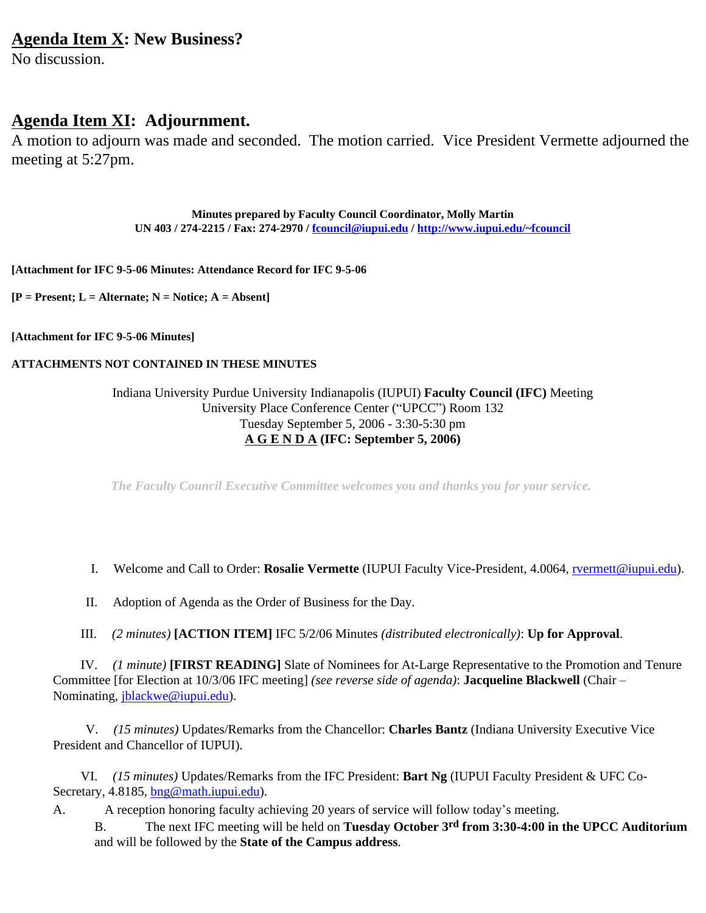## Agenda Item X: New Business?

No discussion.

## Agenda Item XI: Adjournment.

A motion to adjourn was made and seconded. The motion carried. Vice President Vermette adjourned the meeting at 5:27pm.

**Minutes prepared by Faculty Council Coordinator, Molly Martin**
**UN 403 / 274-2215 / Fax: 274-2970 / fcouncil@iupui.edu / http://www.iupui.edu/~fcouncil**

**[Attachment for IFC 9-5-06 Minutes: Attendance Record for IFC 9-5-06**

**[P = Present; L = Alternate; N = Notice; A = Absent]**

**[Attachment for IFC 9-5-06 Minutes]**

**ATTACHMENTS NOT CONTAINED IN THESE MINUTES**

Indiana University Purdue University Indianapolis (IUPUI) **Faculty Council (IFC)** Meeting
University Place Conference Center ("UPCC") Room 132
Tuesday September 5, 2006 - 3:30-5:30 pm
**A G E N D A (IFC: September 5, 2006)**

*The Faculty Council Executive Committee welcomes you and thanks you for your service.*

I. Welcome and Call to Order: **Rosalie Vermette** (IUPUI Faculty Vice-President, 4.0064, rvermett@iupui.edu).

II. Adoption of Agenda as the Order of Business for the Day.

III. *(2 minutes)* **[ACTION ITEM]** IFC 5/2/06 Minutes *(distributed electronically)*: **Up for Approval**.

IV. *(1 minute)* **[FIRST READING]** Slate of Nominees for At-Large Representative to the Promotion and Tenure Committee [for Election at 10/3/06 IFC meeting] *(see reverse side of agenda)*: **Jacqueline Blackwell** (Chair – Nominating, jblackwe@iupui.edu).

V. *(15 minutes)* Updates/Remarks from the Chancellor: **Charles Bantz** (Indiana University Executive Vice President and Chancellor of IUPUI).

VI. *(15 minutes)* Updates/Remarks from the IFC President: **Bart Ng** (IUPUI Faculty President & UFC Co-Secretary, 4.8185, bng@math.iupui.edu).

A. A reception honoring faculty achieving 20 years of service will follow today's meeting.

B. The next IFC meeting will be held on **Tuesday October 3rd from 3:30-4:00 in the UPCC Auditorium** and will be followed by the **State of the Campus address**.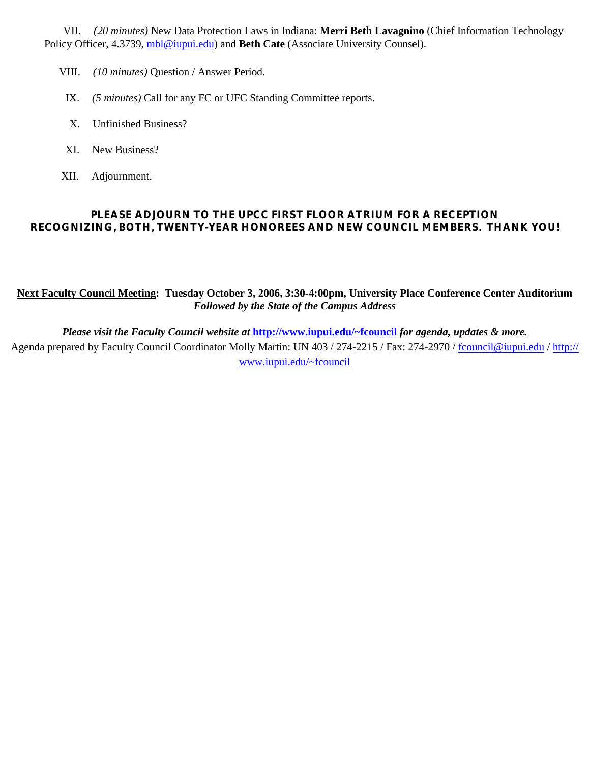VII. *(20 minutes)* New Data Protection Laws in Indiana: **Merri Beth Lavagnino** (Chief Information Technology Policy Officer, 4.3739, mbl@iupui.edu) and **Beth Cate** (Associate University Counsel).

VIII. *(10 minutes)* Question / Answer Period.

IX. *(5 minutes)* Call for any FC or UFC Standing Committee reports.

X. Unfinished Business?

XI. New Business?

XII. Adjournment.

**PLEASE ADJOURN TO THE UPCC FIRST FLOOR ATRIUM FOR A RECEPTION RECOGNIZING, BOTH, TWENTY-YEAR HONOREES AND NEW COUNCIL MEMBERS. THANK YOU!**

**Next Faculty Council Meeting: Tuesday October 3, 2006, 3:30-4:00pm, University Place Conference Center Auditorium**
***Followed by the State of the Campus Address***

***Please visit the Faculty Council website at http://www.iupui.edu/~fcouncil for agenda, updates & more.***
Agenda prepared by Faculty Council Coordinator Molly Martin: UN 403 / 274-2215 / Fax: 274-2970 / fcouncil@iupui.edu / http://www.iupui.edu/~fcouncil